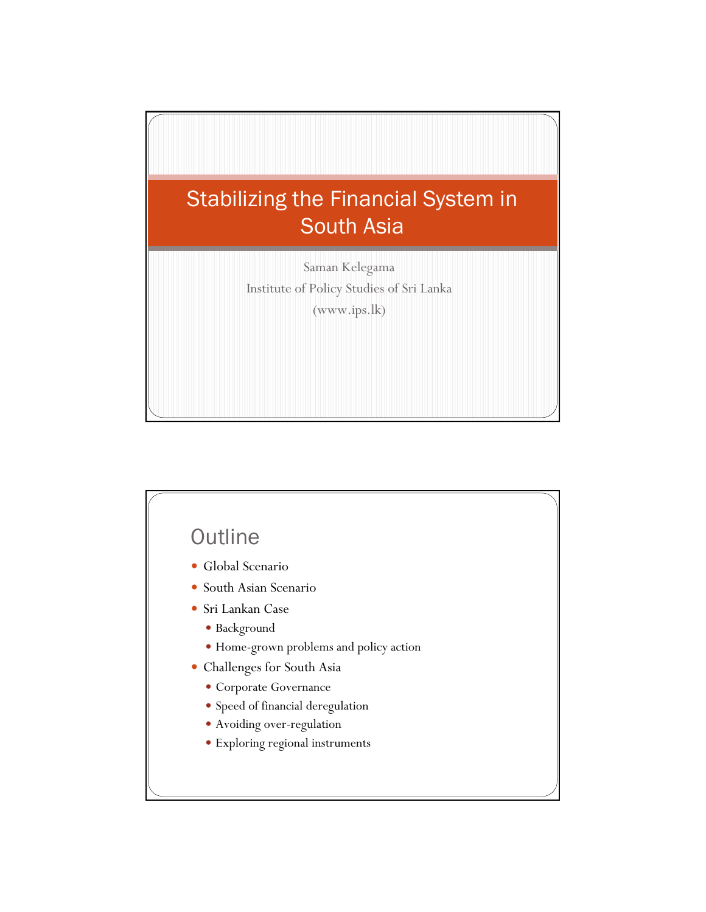# Stabilizing the Financial System in South Asia

Saman Kelegama

Institute of Policy Studies of Sri Lanka

(www.ips.lk)

## Outline

- Global Scenario
- South Asian Scenario
- Sri Lankan Case
  - Background
  - Home-grown problems and policy action
- Challenges for South Asia
  - Corporate Governance
  - Speed of financial deregulation
  - Avoiding over-regulation
  - Exploring regional instruments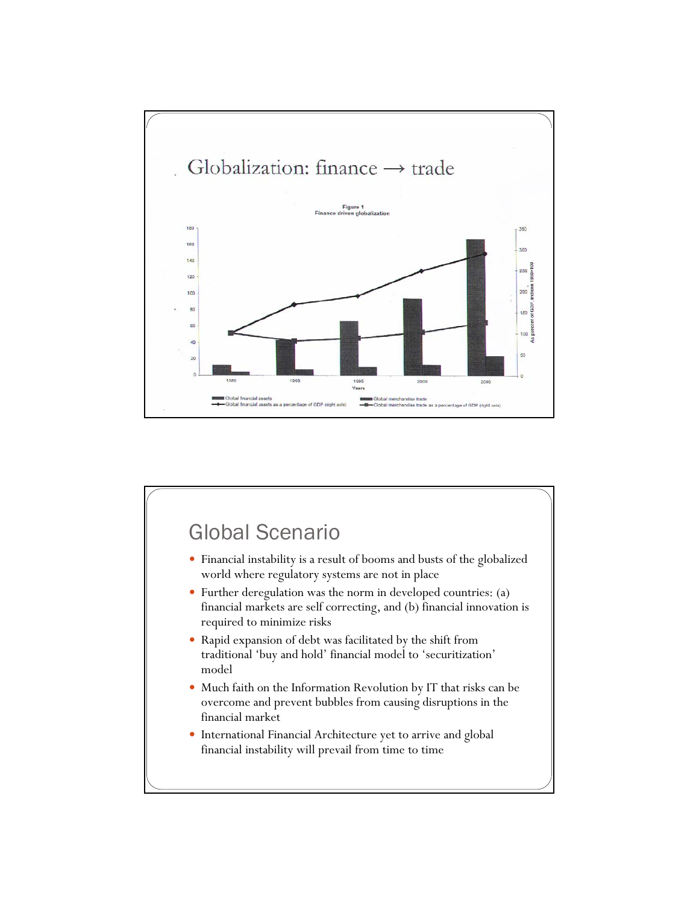# Globalization: finance → trade

Figure 1
Finance driven globalization

Global financial assets | Global merchandise trade | Global financial assets as a percentage of GDP (right axis) | Global merchandise trade as a percentage of GDP (right axis)

# Global Scenario

- Financial instability is a result of booms and busts of the globalized world where regulatory systems are not in place
- Further deregulation was the norm in developed countries: (a) financial markets are self correcting, and (b) financial innovation is required to minimize risks
- Rapid expansion of debt was facilitated by the shift from traditional 'buy and hold' financial model to 'securitization' model
- Much faith on the Information Revolution by IT that risks can be overcome and prevent bubbles from causing disruptions in the financial market
- International Financial Architecture yet to arrive and global financial instability will prevail from time to time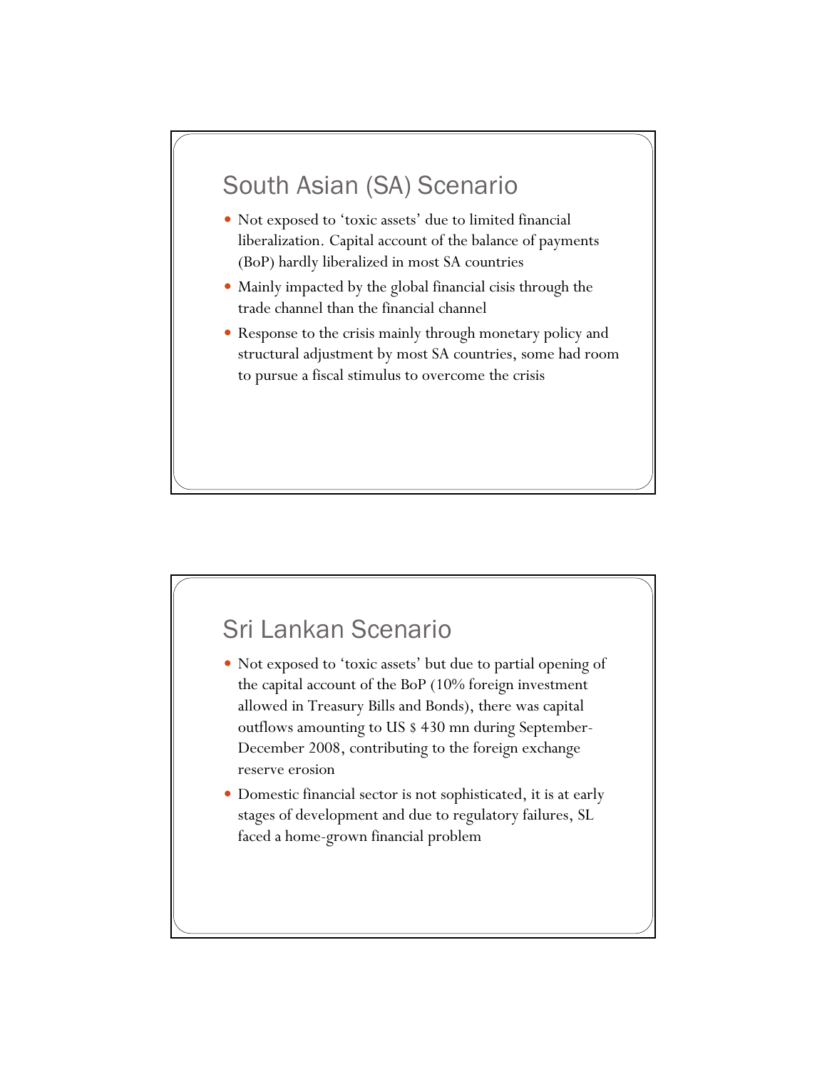## South Asian (SA) Scenario

- Not exposed to 'toxic assets' due to limited financial liberalization. Capital account of the balance of payments (BoP) hardly liberalized in most SA countries
- Mainly impacted by the global financial cisis through the trade channel than the financial channel
- Response to the crisis mainly through monetary policy and structural adjustment by most SA countries, some had room to pursue a fiscal stimulus to overcome the crisis

## Sri Lankan Scenario

- Not exposed to 'toxic assets' but due to partial opening of the capital account of the BoP (10% foreign investment allowed in Treasury Bills and Bonds), there was capital outflows amounting to US $ 430 mn during September-December 2008, contributing to the foreign exchange reserve erosion
- Domestic financial sector is not sophisticated, it is at early stages of development and due to regulatory failures, SL faced a home-grown financial problem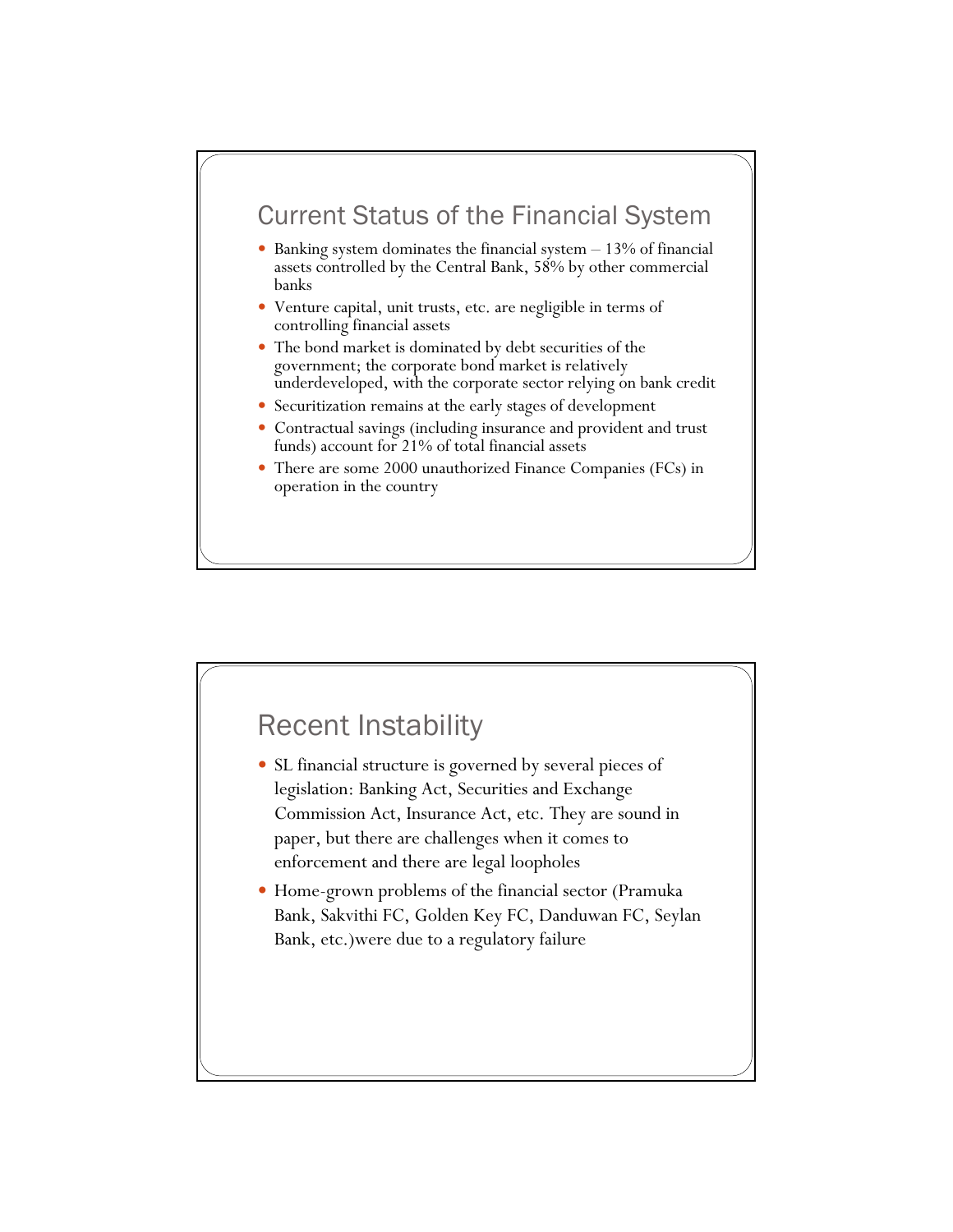## Current Status of the Financial System

- Banking system dominates the financial system – 13% of financial assets controlled by the Central Bank, 58% by other commercial banks
- Venture capital, unit trusts, etc. are negligible in terms of controlling financial assets
- The bond market is dominated by debt securities of the government; the corporate bond market is relatively underdeveloped, with the corporate sector relying on bank credit
- Securitization remains at the early stages of development
- Contractual savings (including insurance and provident and trust funds) account for 21% of total financial assets
- There are some 2000 unauthorized Finance Companies (FCs) in operation in the country

## Recent Instability

- SL financial structure is governed by several pieces of legislation: Banking Act, Securities and Exchange Commission Act, Insurance Act, etc. They are sound in paper, but there are challenges when it comes to enforcement and there are legal loopholes
- Home-grown problems of the financial sector (Pramuka Bank, Sakvithi FC, Golden Key FC, Danduwan FC, Seylan Bank, etc.)were due to a regulatory failure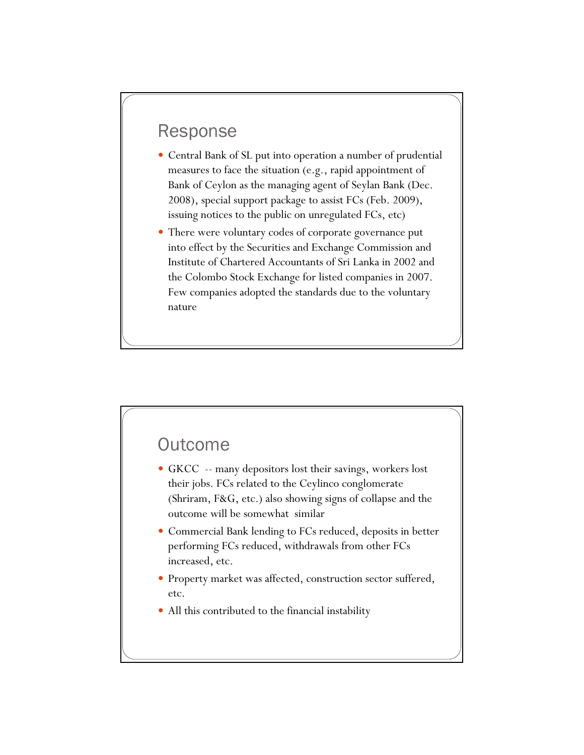## Response

- Central Bank of SL put into operation a number of prudential measures to face the situation (e.g., rapid appointment of Bank of Ceylon as the managing agent of Seylan Bank (Dec. 2008), special support package to assist FCs (Feb. 2009), issuing notices to the public on unregulated FCs, etc)
- There were voluntary codes of corporate governance put into effect by the Securities and Exchange Commission and Institute of Chartered Accountants of Sri Lanka in 2002 and the Colombo Stock Exchange for listed companies in 2007. Few companies adopted the standards due to the voluntary nature

## Outcome

- GKCC -- many depositors lost their savings, workers lost their jobs. FCs related to the Ceylinco conglomerate (Shriram, F&G, etc.) also showing signs of collapse and the outcome will be somewhat similar
- Commercial Bank lending to FCs reduced, deposits in better performing FCs reduced, withdrawals from other FCs increased, etc.
- Property market was affected, construction sector suffered, etc.
- All this contributed to the financial instability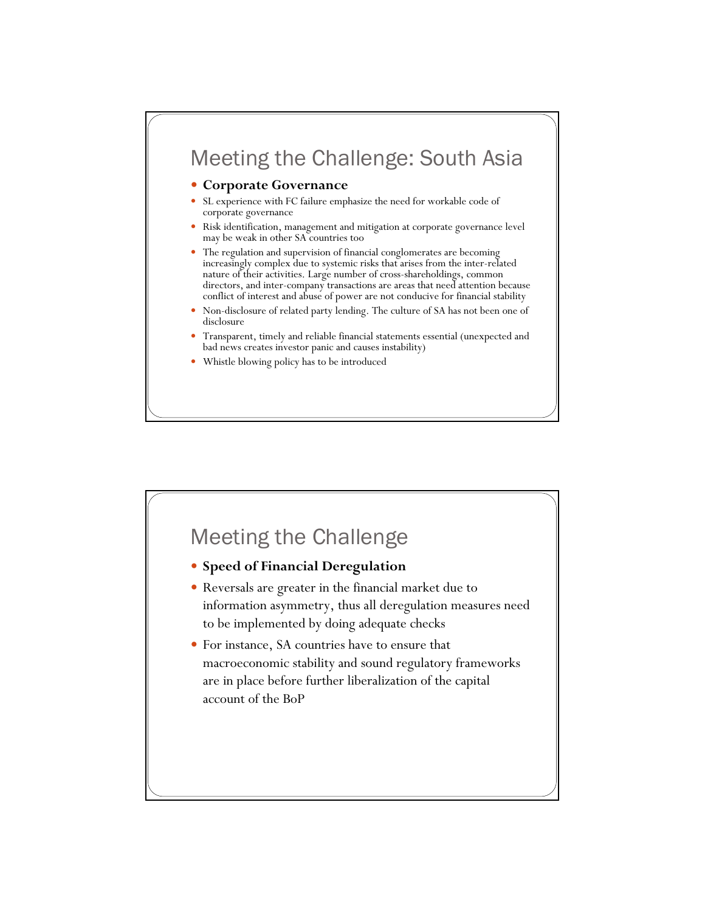## Meeting the Challenge: South Asia

- **Corporate Governance**
- SL experience with FC failure emphasize the need for workable code of corporate governance
- Risk identification, management and mitigation at corporate governance level may be weak in other SA countries too
- The regulation and supervision of financial conglomerates are becoming increasingly complex due to systemic risks that arises from the inter-related nature of their activities. Large number of cross-shareholdings, common directors, and inter-company transactions are areas that need attention because conflict of interest and abuse of power are not conducive for financial stability
- Non-disclosure of related party lending. The culture of SA has not been one of disclosure
- Transparent, timely and reliable financial statements essential (unexpected and bad news creates investor panic and causes instability)
- Whistle blowing policy has to be introduced

## Meeting the Challenge

- **Speed of Financial Deregulation**
- Reversals are greater in the financial market due to information asymmetry, thus all deregulation measures need to be implemented by doing adequate checks
- For instance, SA countries have to ensure that macroeconomic stability and sound regulatory frameworks are in place before further liberalization of the capital account of the BoP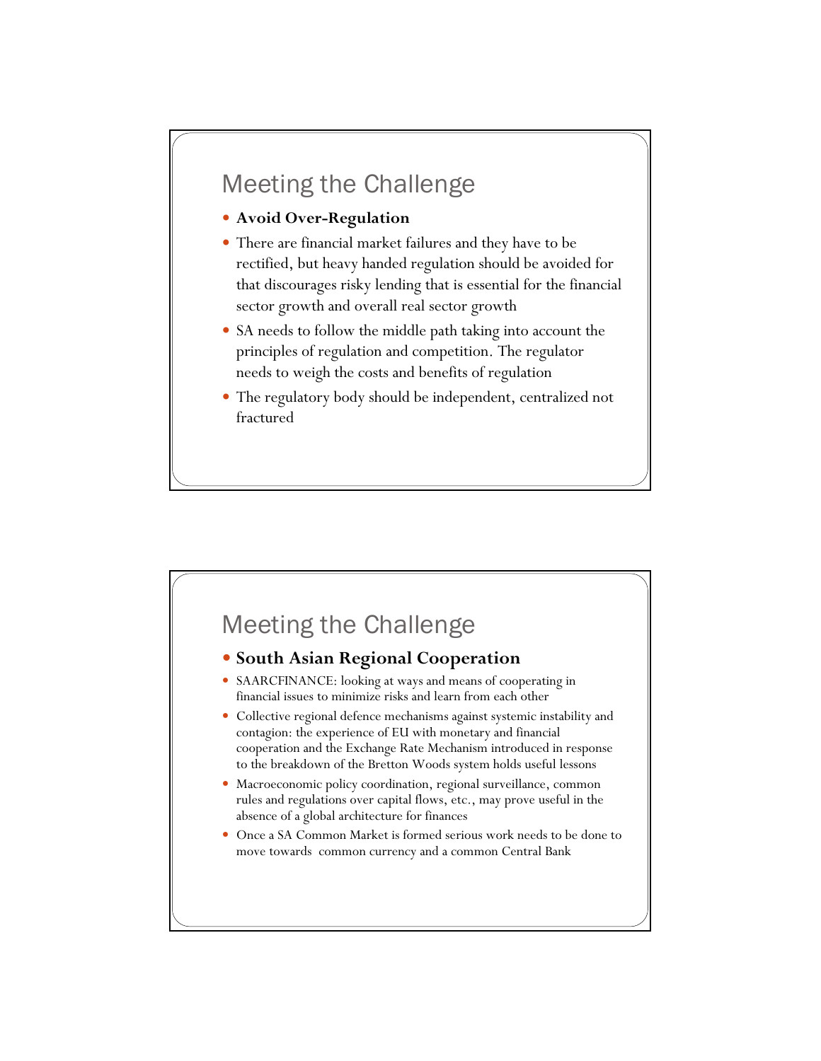## Meeting the Challenge

- **Avoid Over-Regulation**
- There are financial market failures and they have to be rectified, but heavy handed regulation should be avoided for that discourages risky lending that is essential for the financial sector growth and overall real sector growth
- SA needs to follow the middle path taking into account the principles of regulation and competition. The regulator needs to weigh the costs and benefits of regulation
- The regulatory body should be independent, centralized not fractured

## Meeting the Challenge

- **South Asian Regional Cooperation**
- SAARCFINANCE: looking at ways and means of cooperating in financial issues to minimize risks and learn from each other
- Collective regional defence mechanisms against systemic instability and contagion: the experience of EU with monetary and financial cooperation and the Exchange Rate Mechanism introduced in response to the breakdown of the Bretton Woods system holds useful lessons
- Macroeconomic policy coordination, regional surveillance, common rules and regulations over capital flows, etc., may prove useful in the absence of a global architecture for finances
- Once a SA Common Market is formed serious work needs to be done to move towards common currency and a common Central Bank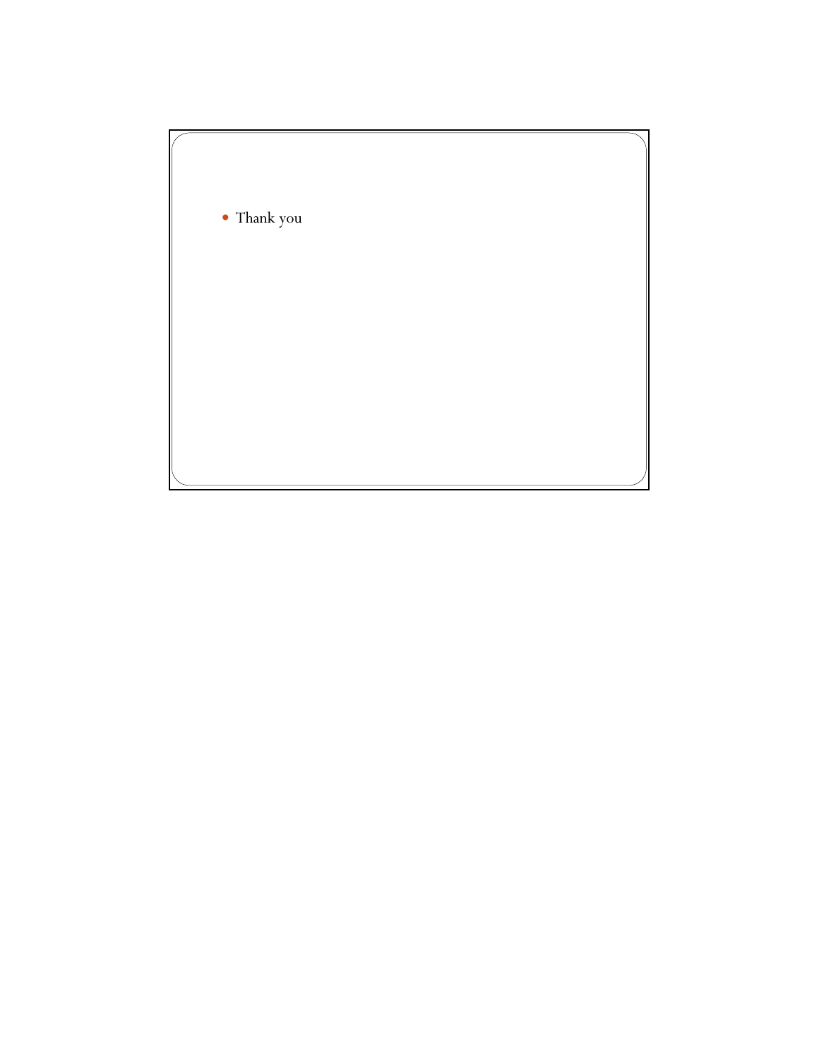- Thank you